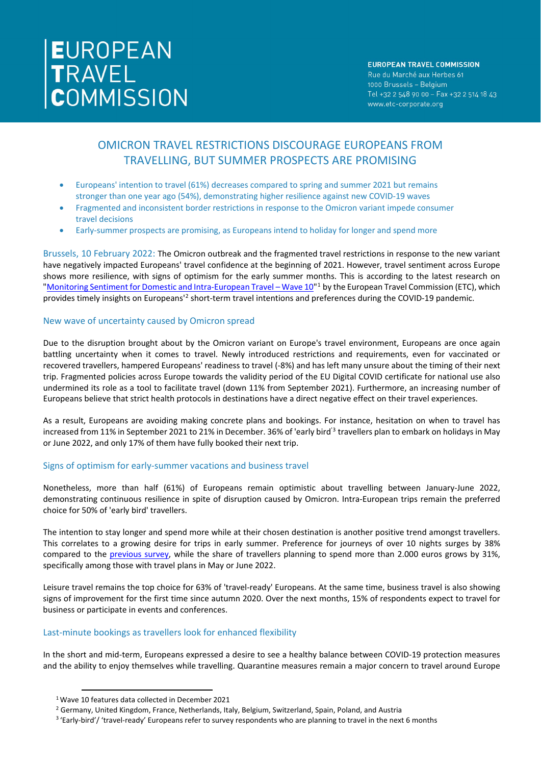# EUROPEAN TRAVEL COMMISSION

**EUROPEAN TRAVEL COMMISSION**
Rue du Marché aux Herbes 61
1000 Brussels – Belgium
Tel +32 2 548 90 00 – Fax +32 2 514 18 43
www.etc-corporate.org

## OMICRON TRAVEL RESTRICTIONS DISCOURAGE EUROPEANS FROM TRAVELLING, BUT SUMMER PROSPECTS ARE PROMISING

- Europeans' intention to travel (61%) decreases compared to spring and summer 2021 but remains stronger than one year ago (54%), demonstrating higher resilience against new COVID-19 waves
- Fragmented and inconsistent border restrictions in response to the Omicron variant impede consumer travel decisions
- Early-summer prospects are promising, as Europeans intend to holiday for longer and spend more

Brussels, 10 February 2022: The Omicron outbreak and the fragmented travel restrictions in response to the new variant have negatively impacted Europeans' travel confidence at the beginning of 2021. However, travel sentiment across Europe shows more resilience, with signs of optimism for the early summer months. This is according to the latest research on "Monitoring Sentiment for Domestic and Intra-European Travel – Wave 10"[1] by the European Travel Commission (ETC), which provides timely insights on Europeans'[2] short-term travel intentions and preferences during the COVID-19 pandemic.

### New wave of uncertainty caused by Omicron spread

Due to the disruption brought about by the Omicron variant on Europe's travel environment, Europeans are once again battling uncertainty when it comes to travel. Newly introduced restrictions and requirements, even for vaccinated or recovered travellers, hampered Europeans' readiness to travel (-8%) and has left many unsure about the timing of their next trip. Fragmented policies across Europe towards the validity period of the EU Digital COVID certificate for national use also undermined its role as a tool to facilitate travel (down 11% from September 2021). Furthermore, an increasing number of Europeans believe that strict health protocols in destinations have a direct negative effect on their travel experiences.

As a result, Europeans are avoiding making concrete plans and bookings. For instance, hesitation on when to travel has increased from 11% in September 2021 to 21% in December. 36% of 'early bird'[3] travellers plan to embark on holidays in May or June 2022, and only 17% of them have fully booked their next trip.

### Signs of optimism for early-summer vacations and business travel

Nonetheless, more than half (61%) of Europeans remain optimistic about travelling between January-June 2022, demonstrating continuous resilience in spite of disruption caused by Omicron. Intra-European trips remain the preferred choice for 50% of 'early bird' travellers.

The intention to stay longer and spend more while at their chosen destination is another positive trend amongst travellers. This correlates to a growing desire for trips in early summer. Preference for journeys of over 10 nights surges by 38% compared to the previous survey, while the share of travellers planning to spend more than 2.000 euros grows by 31%, specifically among those with travel plans in May or June 2022.

Leisure travel remains the top choice for 63% of 'travel-ready' Europeans. At the same time, business travel is also showing signs of improvement for the first time since autumn 2020. Over the next months, 15% of respondents expect to travel for business or participate in events and conferences.

### Last-minute bookings as travellers look for enhanced flexibility

In the short and mid-term, Europeans expressed a desire to see a healthy balance between COVID-19 protection measures and the ability to enjoy themselves while travelling. Quarantine measures remain a major concern to travel around Europe

---

[1] Wave 10 features data collected in December 2021

[2] Germany, United Kingdom, France, Netherlands, Italy, Belgium, Switzerland, Spain, Poland, and Austria

[3] 'Early-bird'/ 'travel-ready' Europeans refer to survey respondents who are planning to travel in the next 6 months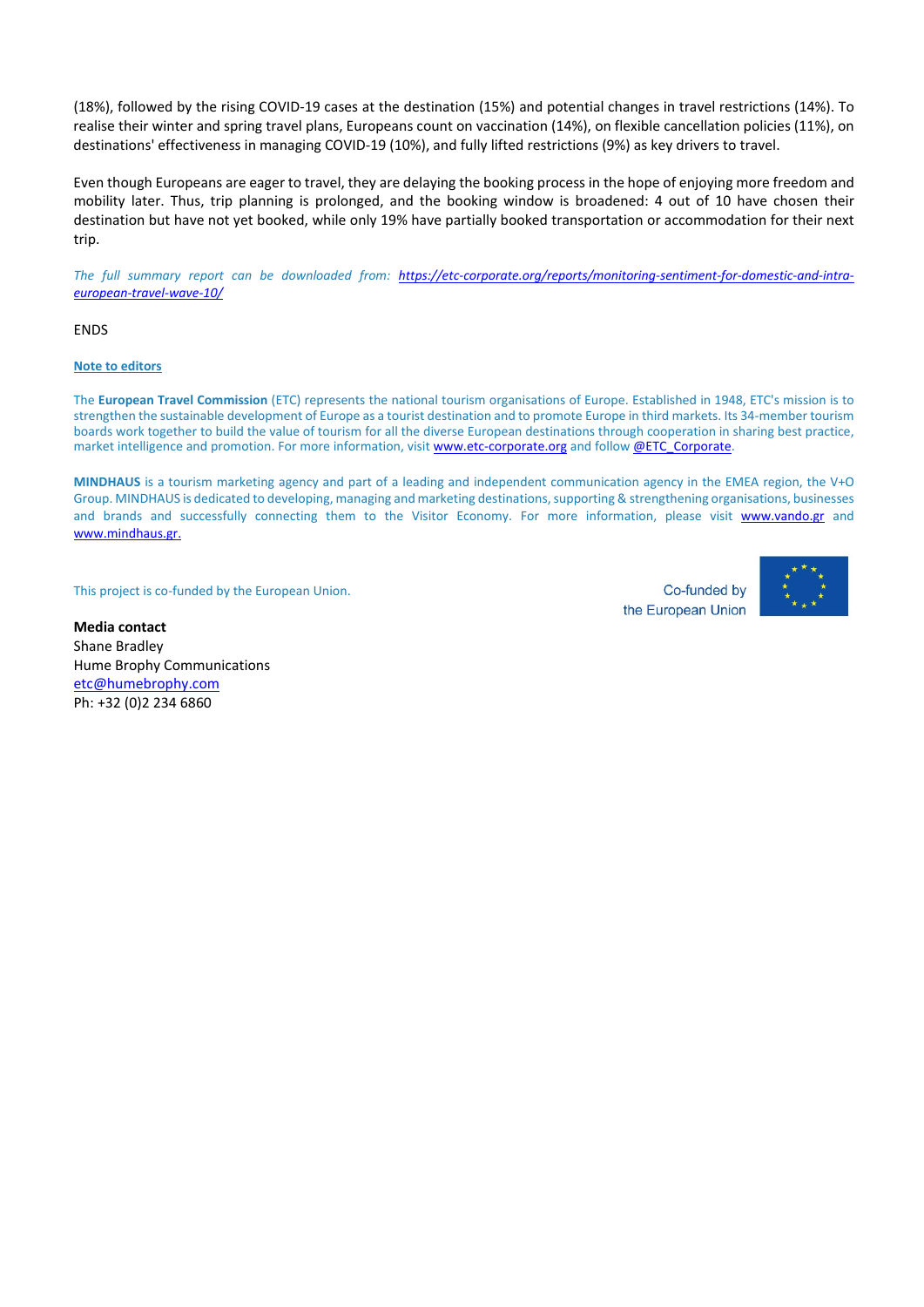(18%), followed by the rising COVID-19 cases at the destination (15%) and potential changes in travel restrictions (14%). To realise their winter and spring travel plans, Europeans count on vaccination (14%), on flexible cancellation policies (11%), on destinations' effectiveness in managing COVID-19 (10%), and fully lifted restrictions (9%) as key drivers to travel.

Even though Europeans are eager to travel, they are delaying the booking process in the hope of enjoying more freedom and mobility later. Thus, trip planning is prolonged, and the booking window is broadened: 4 out of 10 have chosen their destination but have not yet booked, while only 19% have partially booked transportation or accommodation for their next trip.

*The full summary report can be downloaded from: https://etc-corporate.org/reports/monitoring-sentiment-for-domestic-and-intra-european-travel-wave-10/*

ENDS

**Note to editors**

The **European Travel Commission** (ETC) represents the national tourism organisations of Europe. Established in 1948, ETC's mission is to strengthen the sustainable development of Europe as a tourist destination and to promote Europe in third markets. Its 34-member tourism boards work together to build the value of tourism for all the diverse European destinations through cooperation in sharing best practice, market intelligence and promotion. For more information, visit www.etc-corporate.org and follow @ETC_Corporate.

**MINDHAUS** is a tourism marketing agency and part of a leading and independent communication agency in the EMEA region, the V+O Group. MINDHAUS is dedicated to developing, managing and marketing destinations, supporting & strengthening organisations, businesses and brands and successfully connecting them to the Visitor Economy. For more information, please visit www.vando.gr and www.mindhaus.gr.

This project is co-funded by the European Union.

Co-funded by the European Union

**Media contact**
Shane Bradley
Hume Brophy Communications
etc@humebrophy.com
Ph: +32 (0)2 234 6860